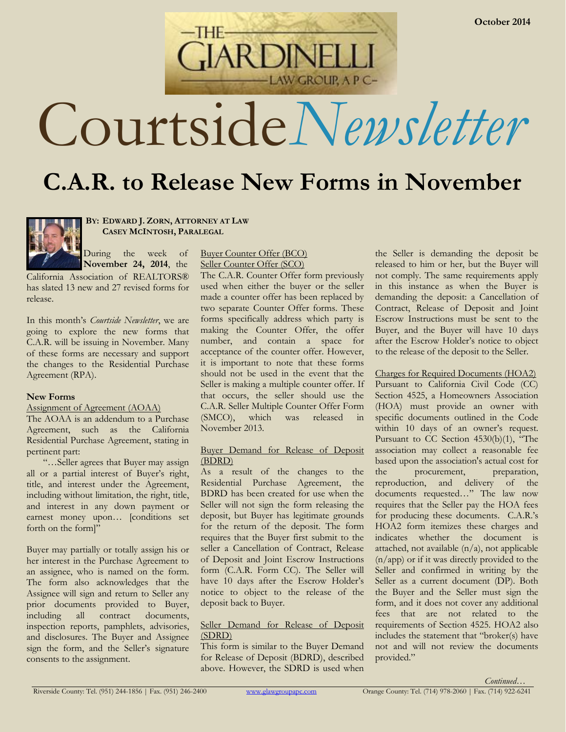October 2014

THE GIARDINELLI LAW GROUP, A P C

# Courtside *Newsletter*

## C.A.R. to Release New Forms in November

**By: Edward J. Zorn, Attorney at Law**
**Casey McIntosh, Paralegal**

During the week of **November 24, 2014**, the California Association of REALTORS® has slated 13 new and 27 revised forms for release.

In this month's *Courtside Newsletter*, we are going to explore the new forms that C.A.R. will be issuing in November. Many of these forms are necessary and support the changes to the Residential Purchase Agreement (RPA).

### New Forms

<u>Assignment of Agreement (AOAA)</u>

The AOAA is an addendum to a Purchase Agreement, such as the California Residential Purchase Agreement, stating in pertinent part:

> "…Seller agrees that Buyer may assign all or a partial interest of Buyer's right, title, and interest under the Agreement, including without limitation, the right, title, and interest in any down payment or earnest money upon… [conditions set forth on the form]"

Buyer may partially or totally assign his or her interest in the Purchase Agreement to an assignee, who is named on the form. The form also acknowledges that the Assignee will sign and return to Seller any prior documents provided to Buyer, including all contract documents, inspection reports, pamphlets, advisories, and disclosures. The Buyer and Assignee sign the form, and the Seller's signature consents to the assignment.

<u>Buyer Counter Offer (BCO)</u>
<u>Seller Counter Offer (SCO)</u>

The C.A.R. Counter Offer form previously used when either the buyer or the seller made a counter offer has been replaced by two separate Counter Offer forms. These forms specifically address which party is making the Counter Offer, the offer number, and contain a space for acceptance of the counter offer. However, it is important to note that these forms should not be used in the event that the Seller is making a multiple counter offer. If that occurs, the seller should use the C.A.R. Seller Multiple Counter Offer Form (SMCO), which was released in November 2013.

<u>Buyer Demand for Release of Deposit (BDRD)</u>

As a result of the changes to the Residential Purchase Agreement, the BDRD has been created for use when the Seller will not sign the form releasing the deposit, but Buyer has legitimate grounds for the return of the deposit. The form requires that the Buyer first submit to the seller a Cancellation of Contract, Release of Deposit and Joint Escrow Instructions form (C.A.R. Form CC). The Seller will have 10 days after the Escrow Holder's notice to object to the release of the deposit back to Buyer.

<u>Seller Demand for Release of Deposit (SDRD)</u>

This form is similar to the Buyer Demand for Release of Deposit (BDRD), described above. However, the SDRD is used when the Seller is demanding the deposit be released to him or her, but the Buyer will not comply. The same requirements apply in this instance as when the Buyer is demanding the deposit: a Cancellation of Contract, Release of Deposit and Joint Escrow Instructions must be sent to the Buyer, and the Buyer will have 10 days after the Escrow Holder's notice to object to the release of the deposit to the Seller.

<u>Charges for Required Documents (HOA2)</u>

Pursuant to California Civil Code (CC) Section 4525, a Homeowners Association (HOA) must provide an owner with specific documents outlined in the Code within 10 days of an owner's request. Pursuant to CC Section 4530(b)(1), "The association may collect a reasonable fee based upon the association's actual cost for the procurement, preparation, reproduction, and delivery of the documents requested…" The law now requires that the Seller pay the HOA fees for producing these documents. C.A.R.'s HOA2 form itemizes these charges and indicates whether the document is attached, not available (n/a), not applicable (n/app) or if it was directly provided to the Seller and confirmed in writing by the Seller as a current document (DP). Both the Buyer and the Seller must sign the form, and it does not cover any additional fees that are not related to the requirements of Section 4525. HOA2 also includes the statement that "broker(s) have not and will not review the documents provided."

*Continued…*

Riverside County: Tel. (951) 244-1856 | Fax. (951) 246-2400 www.glawgroupapc.com Orange County: Tel. (714) 978-2060 | Fax. (714) 922-6241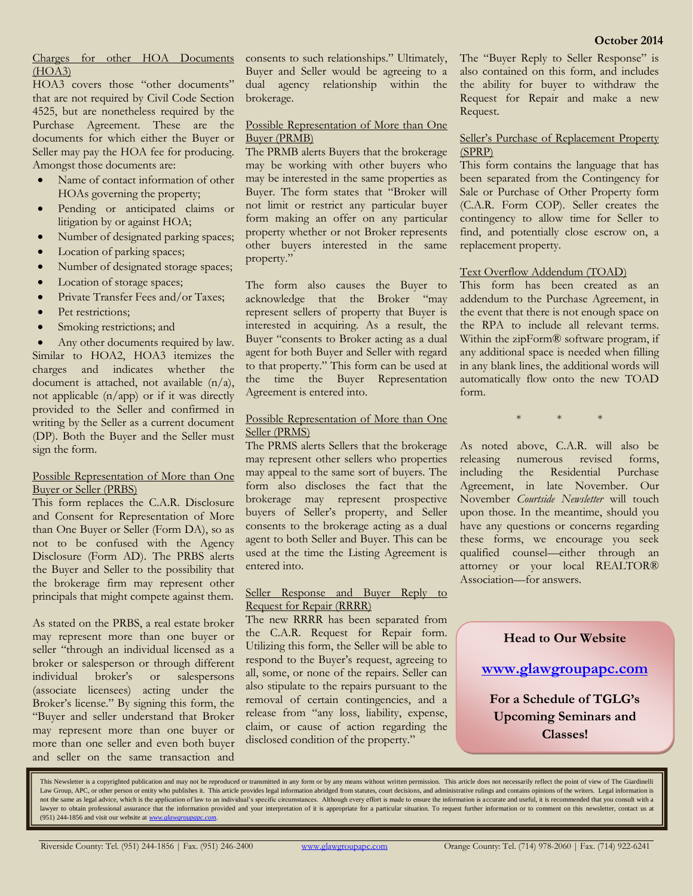## Charges for other HOA Documents (HOA3)

HOA3 covers those "other documents" that are not required by Civil Code Section 4525, but are nonetheless required by the Purchase Agreement. These are the documents for which either the Buyer or Seller may pay the HOA fee for producing. Amongst those documents are:

- Name of contact information of other HOAs governing the property;
- Pending or anticipated claims or litigation by or against HOA;
- Number of designated parking spaces;
- Location of parking spaces;
- Number of designated storage spaces;
- Location of storage spaces;
- Private Transfer Fees and/or Taxes;
- Pet restrictions;
- Smoking restrictions; and
- Any other documents required by law.

Similar to HOA2, HOA3 itemizes the charges and indicates whether the document is attached, not available (n/a), not applicable (n/app) or if it was directly provided to the Seller and confirmed in writing by the Seller as a current document (DP). Both the Buyer and the Seller must sign the form.

## Possible Representation of More than One Buyer or Seller (PRBS)

This form replaces the C.A.R. Disclosure and Consent for Representation of More than One Buyer or Seller (Form DA), so as not to be confused with the Agency Disclosure (Form AD). The PRBS alerts the Buyer and Seller to the possibility that the brokerage firm may represent other principals that might compete against them.

As stated on the PRBS, a real estate broker may represent more than one buyer or seller "through an individual licensed as a broker or salesperson or through different individual broker's or salespersons (associate licensees) acting under the Broker's license." By signing this form, the "Buyer and seller understand that Broker may represent more than one buyer or more than one seller and even both buyer and seller on the same transaction and consents to such relationships." Ultimately, Buyer and Seller would be agreeing to a dual agency relationship within the brokerage.

## Possible Representation of More than One Buyer (PRMB)

The PRMB alerts Buyers that the brokerage may be working with other buyers who may be interested in the same properties as Buyer. The form states that "Broker will not limit or restrict any particular buyer form making an offer on any particular property whether or not Broker represents other buyers interested in the same property."

The form also causes the Buyer to acknowledge that the Broker "may represent sellers of property that Buyer is interested in acquiring. As a result, the Buyer "consents to Broker acting as a dual agent for both Buyer and Seller with regard to that property." This form can be used at the time the Buyer Representation Agreement is entered into.

## Possible Representation of More than One Seller (PRMS)

The PRMS alerts Sellers that the brokerage may represent other sellers who properties may appeal to the same sort of buyers. The form also discloses the fact that the brokerage may represent prospective buyers of Seller's property, and Seller consents to the brokerage acting as a dual agent to both Seller and Buyer. This can be used at the time the Listing Agreement is entered into.

## Seller Response and Buyer Reply to Request for Repair (RRRR)

The new RRRR has been separated from the C.A.R. Request for Repair form. Utilizing this form, the Seller will be able to respond to the Buyer's request, agreeing to all, some, or none of the repairs. Seller can also stipulate to the repairs pursuant to the removal of certain contingencies, and a release from "any loss, liability, expense, claim, or cause of action regarding the disclosed condition of the property."

The "Buyer Reply to Seller Response" is also contained on this form, and includes the ability for buyer to withdraw the Request for Repair and make a new Request.

## Seller's Purchase of Replacement Property (SPRP)

This form contains the language that has been separated from the Contingency for Sale or Purchase of Other Property form (C.A.R. Form COP). Seller creates the contingency to allow time for Seller to find, and potentially close escrow on, a replacement property.

## Text Overflow Addendum (TOAD)

This form has been created as an addendum to the Purchase Agreement, in the event that there is not enough space on the RPA to include all relevant terms. Within the zipForm® software program, if any additional space is needed when filling in any blank lines, the additional words will automatically flow onto the new TOAD form.

\* \* \*

As noted above, C.A.R. will also be releasing numerous revised forms, including the Residential Purchase Agreement, in late November. Our November *Courtside Newsletter* will touch upon those. In the meantime, should you have any questions or concerns regarding these forms, we encourage you seek qualified counsel—either through an attorney or your local REALTOR® Association—for answers.

**Head to Our Website**

**www.glawgroupapc.com**

**For a Schedule of TGLG's Upcoming Seminars and Classes!**

This Newsletter is a copyrighted publication and may not be reproduced or transmitted in any form or by any means without written permission. This article does not necessarily reflect the point of view of The Giardinelli Law Group, APC, or other person or entity who publishes it. This article provides legal information abridged from statutes, court decisions, and administrative rulings and contains opinions of the writers. Legal information is not the same as legal advice, which is the application of law to an individual's specific circumstances. Although every effort is made to ensure the information is accurate and useful, it is recommended that you consult with a lawyer to obtain professional assurance that the information provided and your interpretation of it is appropriate for a particular situation. To request further information or to comment on this newsletter, contact us at (951) 244-1856 and visit our website at www.glawgroupapc.com.

Riverside County: Tel. (951) 244-1856 | Fax. (951) 246-2400 www.glawgroupapc.com Orange County: Tel. (714) 978-2060 | Fax. (714) 922-6241